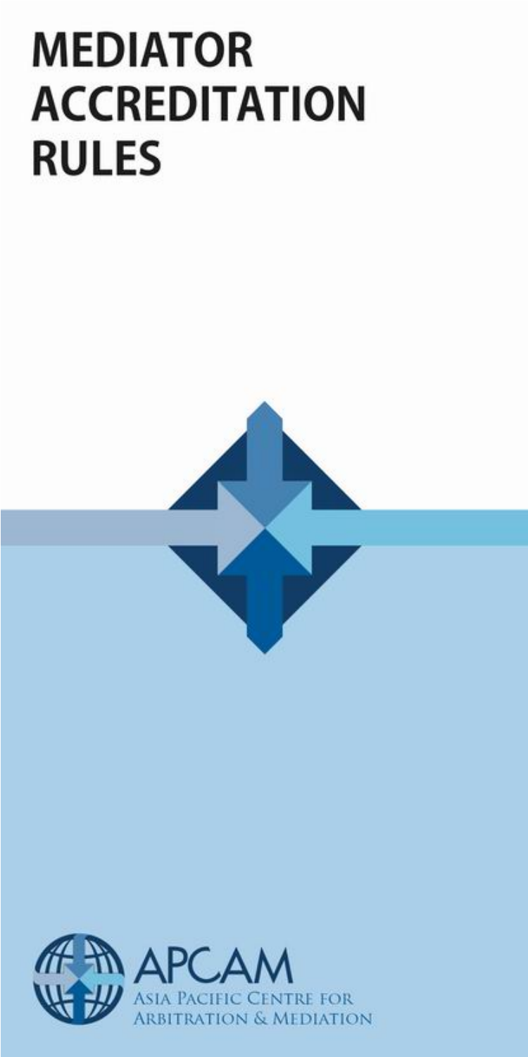# MEDIATOR ACCREDITATION RULES

APCAM

Asia Pacific Centre for Arbitration & Mediation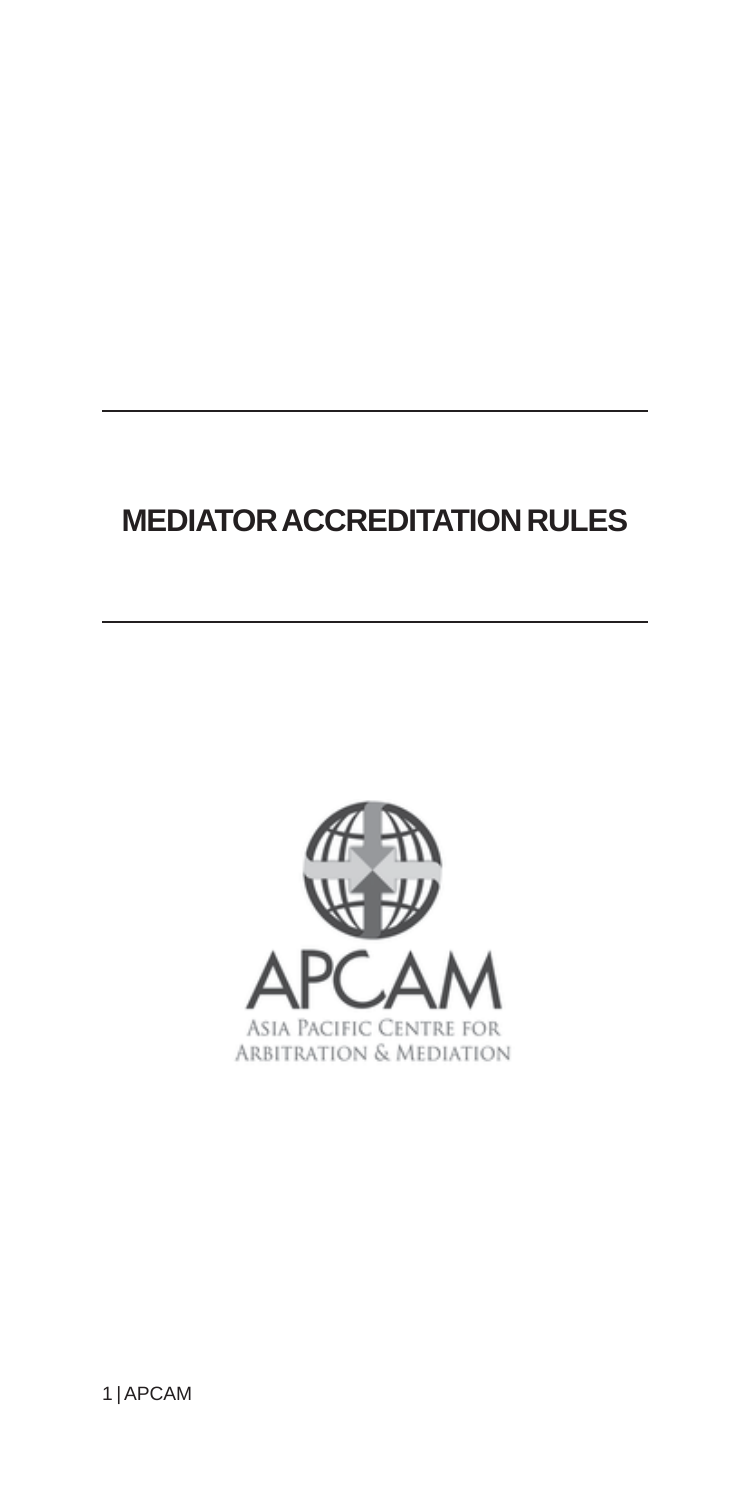# MEDIATOR ACCREDITATION RULES

APCAM

ASIA PACIFIC CENTRE FOR ARBITRATION & MEDIATION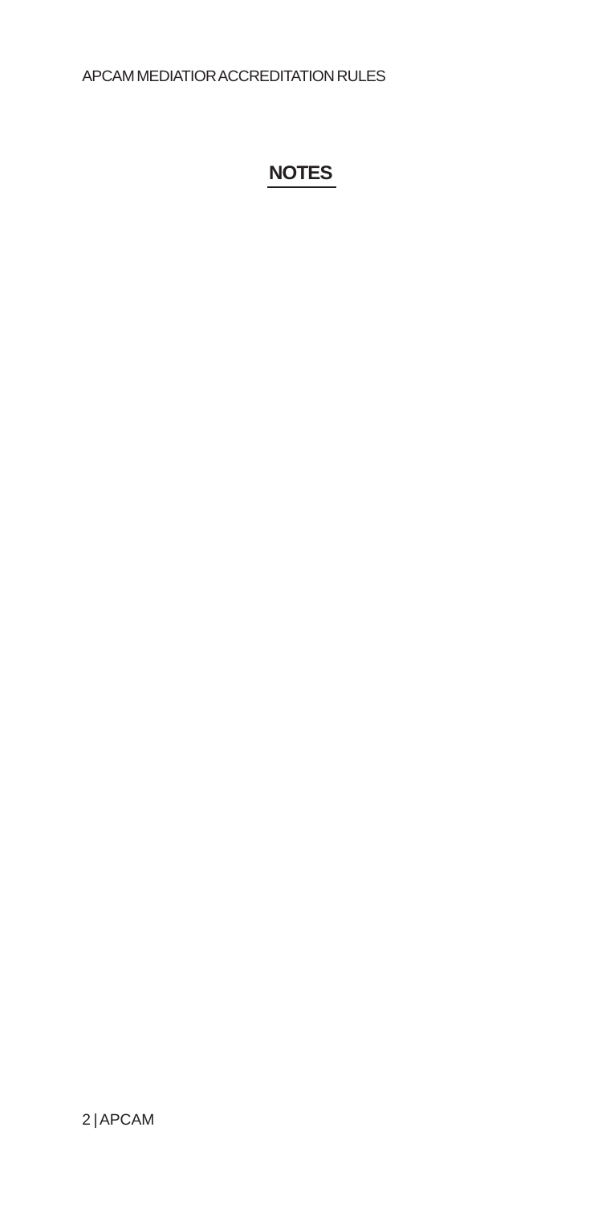## NOTES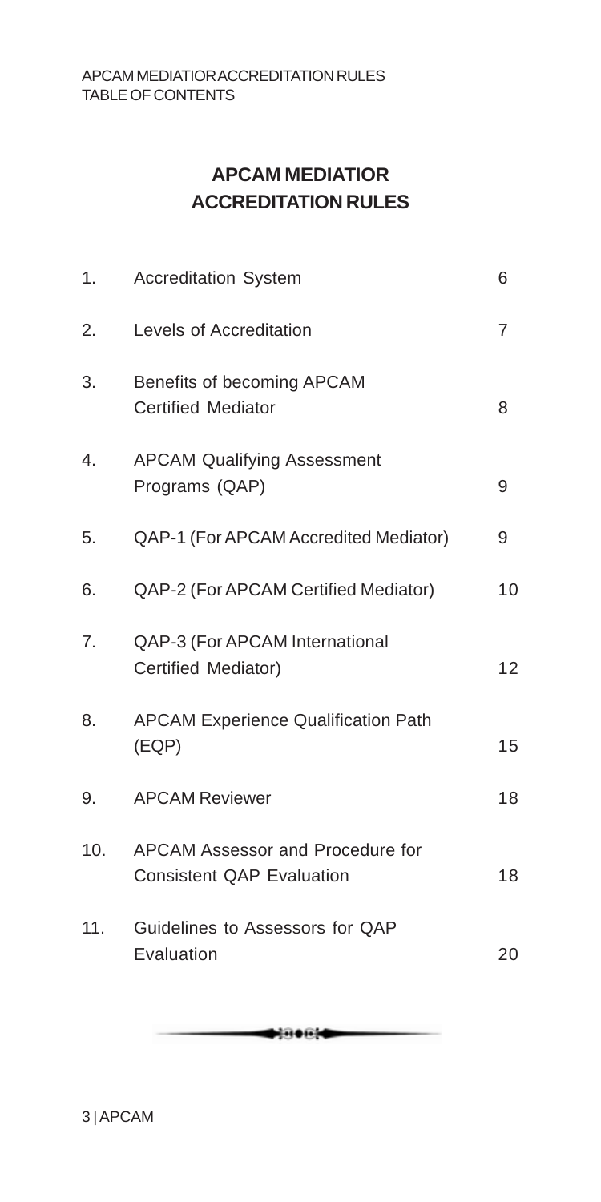# APCAM MEDIATIOR ACCREDITATION RULES

| | | |
|---|---|---|
| 1. | Accreditation System | 6 |
| 2. | Levels of Accreditation | 7 |
| 3. | Benefits of becoming APCAM Certified Mediator | 8 |
| 4. | APCAM Qualifying Assessment Programs (QAP) | 9 |
| 5. | QAP-1 (For APCAM Accredited Mediator) | 9 |
| 6. | QAP-2 (For APCAM Certified Mediator) | 10 |
| 7. | QAP-3 (For APCAM International Certified Mediator) | 12 |
| 8. | APCAM Experience Qualification Path (EQP) | 15 |
| 9. | APCAM Reviewer | 18 |
| 10. | APCAM Assessor and Procedure for Consistent QAP Evaluation | 18 |
| 11. | Guidelines to Assessors for QAP Evaluation | 20 |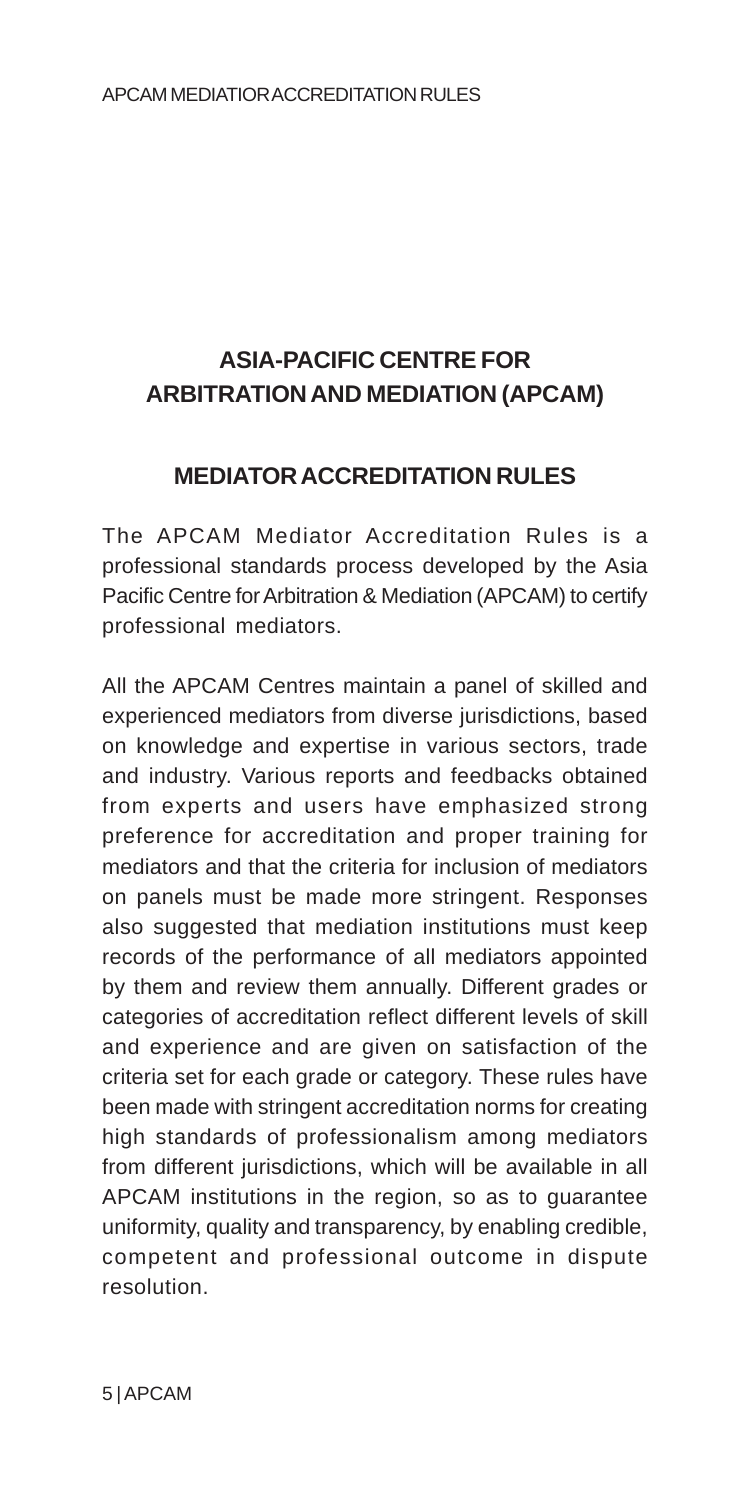## ASIA-PACIFIC CENTRE FOR ARBITRATION AND MEDIATION (APCAM)

### MEDIATOR ACCREDITATION RULES

The APCAM Mediator Accreditation Rules is a professional standards process developed by the Asia Pacific Centre for Arbitration & Mediation (APCAM) to certify professional mediators.

All the APCAM Centres maintain a panel of skilled and experienced mediators from diverse jurisdictions, based on knowledge and expertise in various sectors, trade and industry. Various reports and feedbacks obtained from experts and users have emphasized strong preference for accreditation and proper training for mediators and that the criteria for inclusion of mediators on panels must be made more stringent. Responses also suggested that mediation institutions must keep records of the performance of all mediators appointed by them and review them annually. Different grades or categories of accreditation reflect different levels of skill and experience and are given on satisfaction of the criteria set for each grade or category. These rules have been made with stringent accreditation norms for creating high standards of professionalism among mediators from different jurisdictions, which will be available in all APCAM institutions in the region, so as to guarantee uniformity, quality and transparency, by enabling credible, competent and professional outcome in dispute resolution.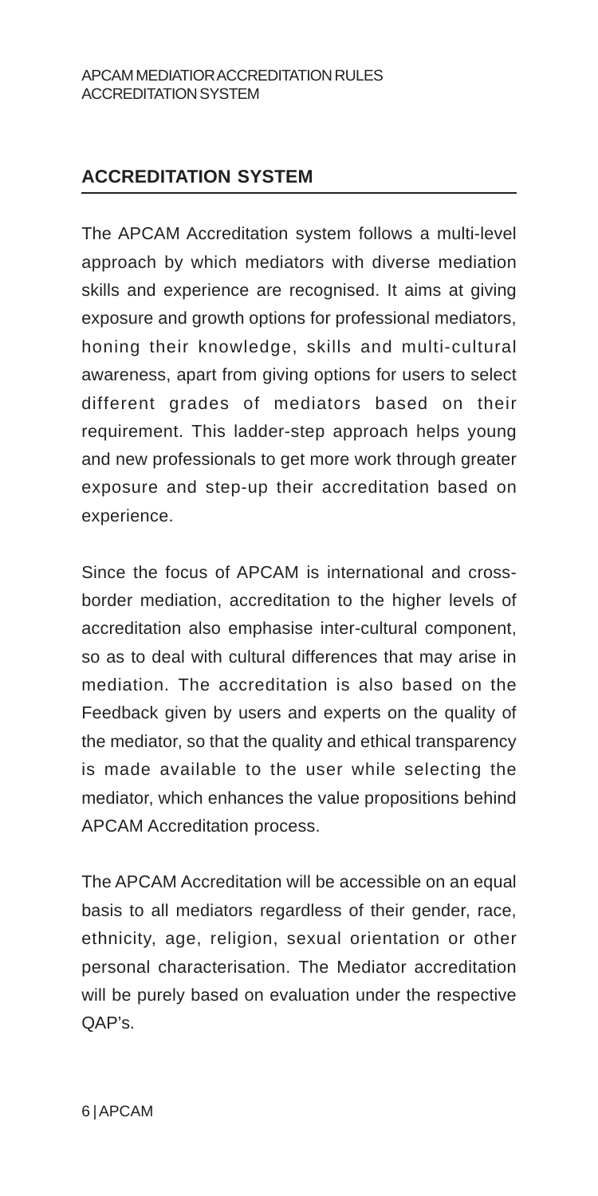## ACCREDITATION SYSTEM

The APCAM Accreditation system follows a multi-level approach by which mediators with diverse mediation skills and experience are recognised. It aims at giving exposure and growth options for professional mediators, honing their knowledge, skills and multi-cultural awareness, apart from giving options for users to select different grades of mediators based on their requirement. This ladder-step approach helps young and new professionals to get more work through greater exposure and step-up their accreditation based on experience.

Since the focus of APCAM is international and cross-border mediation, accreditation to the higher levels of accreditation also emphasise inter-cultural component, so as to deal with cultural differences that may arise in mediation. The accreditation is also based on the Feedback given by users and experts on the quality of the mediator, so that the quality and ethical transparency is made available to the user while selecting the mediator, which enhances the value propositions behind APCAM Accreditation process.

The APCAM Accreditation will be accessible on an equal basis to all mediators regardless of their gender, race, ethnicity, age, religion, sexual orientation or other personal characterisation. The Mediator accreditation will be purely based on evaluation under the respective QAP's.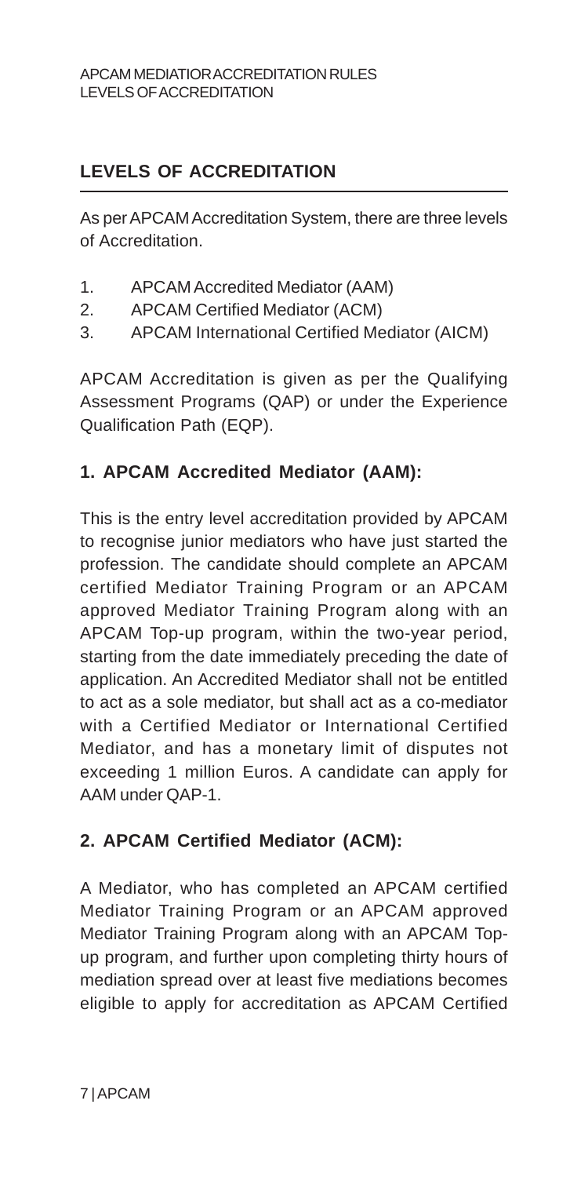## LEVELS OF ACCREDITATION

As per APCAM Accreditation System, there are three levels of Accreditation.

1. APCAM Accredited Mediator (AAM)
2. APCAM Certified Mediator (ACM)
3. APCAM International Certified Mediator (AICM)

APCAM Accreditation is given as per the Qualifying Assessment Programs (QAP) or under the Experience Qualification Path (EQP).

### 1. APCAM Accredited Mediator (AAM):

This is the entry level accreditation provided by APCAM to recognise junior mediators who have just started the profession. The candidate should complete an APCAM certified Mediator Training Program or an APCAM approved Mediator Training Program along with an APCAM Top-up program, within the two-year period, starting from the date immediately preceding the date of application. An Accredited Mediator shall not be entitled to act as a sole mediator, but shall act as a co-mediator with a Certified Mediator or International Certified Mediator, and has a monetary limit of disputes not exceeding 1 million Euros. A candidate can apply for AAM under QAP-1.

### 2. APCAM Certified Mediator (ACM):

A Mediator, who has completed an APCAM certified Mediator Training Program or an APCAM approved Mediator Training Program along with an APCAM Top-up program, and further upon completing thirty hours of mediation spread over at least five mediations becomes eligible to apply for accreditation as APCAM Certified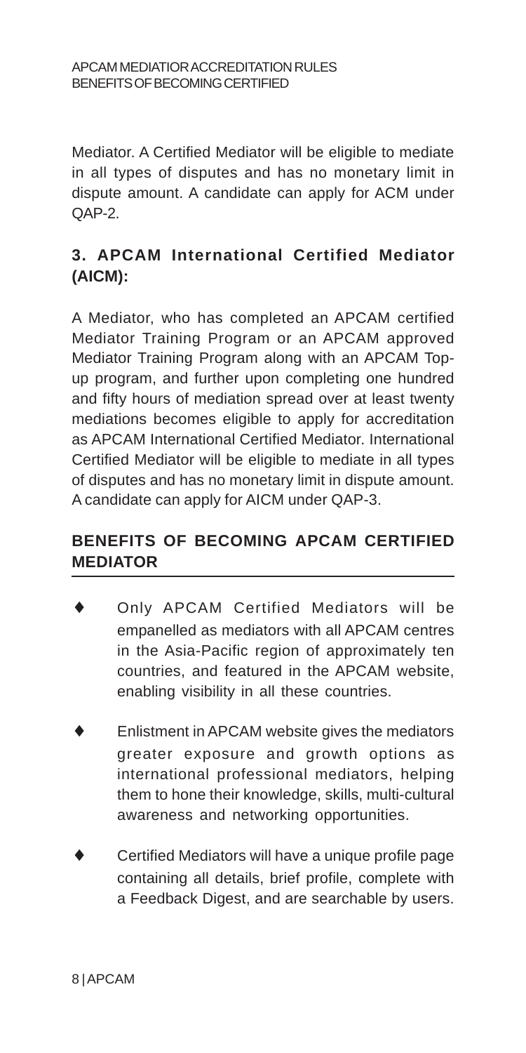Mediator. A Certified Mediator will be eligible to mediate in all types of disputes and has no monetary limit in dispute amount. A candidate can apply for ACM under QAP-2.

### 3. APCAM International Certified Mediator (AICM):

A Mediator, who has completed an APCAM certified Mediator Training Program or an APCAM approved Mediator Training Program along with an APCAM Top-up program, and further upon completing one hundred and fifty hours of mediation spread over at least twenty mediations becomes eligible to apply for accreditation as APCAM International Certified Mediator. International Certified Mediator will be eligible to mediate in all types of disputes and has no monetary limit in dispute amount. A candidate can apply for AICM under QAP-3.

## BENEFITS OF BECOMING APCAM CERTIFIED MEDIATOR

- Only APCAM Certified Mediators will be empanelled as mediators with all APCAM centres in the Asia-Pacific region of approximately ten countries, and featured in the APCAM website, enabling visibility in all these countries.
- Enlistment in APCAM website gives the mediators greater exposure and growth options as international professional mediators, helping them to hone their knowledge, skills, multi-cultural awareness and networking opportunities.
- Certified Mediators will have a unique profile page containing all details, brief profile, complete with a Feedback Digest, and are searchable by users.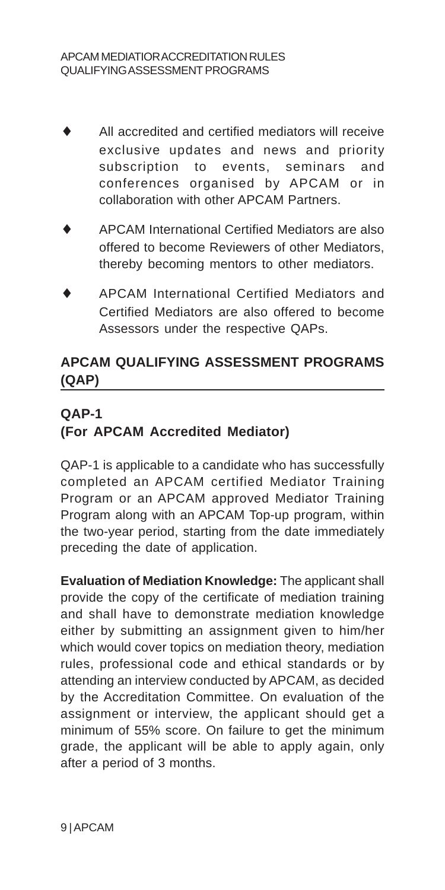- All accredited and certified mediators will receive exclusive updates and news and priority subscription to events, seminars and conferences organised by APCAM or in collaboration with other APCAM Partners.
- APCAM International Certified Mediators are also offered to become Reviewers of other Mediators, thereby becoming mentors to other mediators.
- APCAM International Certified Mediators and Certified Mediators are also offered to become Assessors under the respective QAPs.

## APCAM QUALIFYING ASSESSMENT PROGRAMS (QAP)

### QAP-1
### (For APCAM Accredited Mediator)

QAP-1 is applicable to a candidate who has successfully completed an APCAM certified Mediator Training Program or an APCAM approved Mediator Training Program along with an APCAM Top-up program, within the two-year period, starting from the date immediately preceding the date of application.

**Evaluation of Mediation Knowledge:** The applicant shall provide the copy of the certificate of mediation training and shall have to demonstrate mediation knowledge either by submitting an assignment given to him/her which would cover topics on mediation theory, mediation rules, professional code and ethical standards or by attending an interview conducted by APCAM, as decided by the Accreditation Committee. On evaluation of the assignment or interview, the applicant should get a minimum of 55% score. On failure to get the minimum grade, the applicant will be able to apply again, only after a period of 3 months.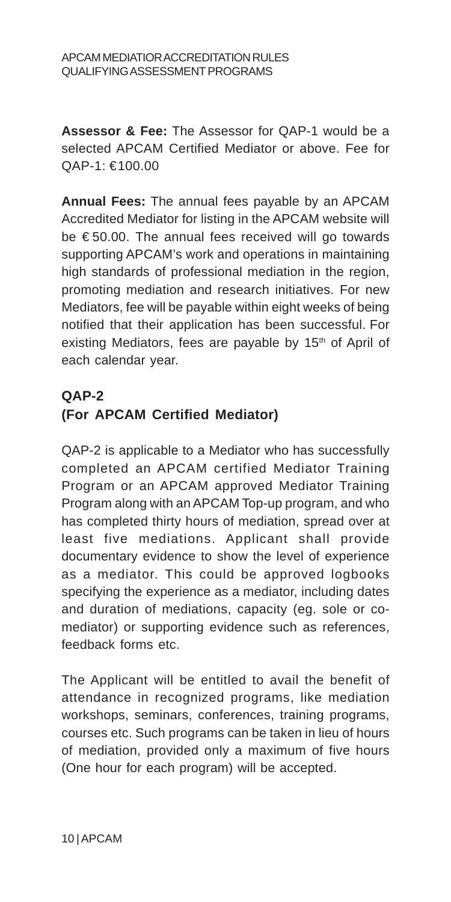**Assessor & Fee:** The Assessor for QAP-1 would be a selected APCAM Certified Mediator or above. Fee for QAP-1: €100.00

**Annual Fees:** The annual fees payable by an APCAM Accredited Mediator for listing in the APCAM website will be € 50.00. The annual fees received will go towards supporting APCAM's work and operations in maintaining high standards of professional mediation in the region, promoting mediation and research initiatives. For new Mediators, fee will be payable within eight weeks of being notified that their application has been successful. For existing Mediators, fees are payable by 15th of April of each calendar year.

## QAP-2
## (For APCAM Certified Mediator)

QAP-2 is applicable to a Mediator who has successfully completed an APCAM certified Mediator Training Program or an APCAM approved Mediator Training Program along with an APCAM Top-up program, and who has completed thirty hours of mediation, spread over at least five mediations. Applicant shall provide documentary evidence to show the level of experience as a mediator. This could be approved logbooks specifying the experience as a mediator, including dates and duration of mediations, capacity (eg. sole or co-mediator) or supporting evidence such as references, feedback forms etc.

The Applicant will be entitled to avail the benefit of attendance in recognized programs, like mediation workshops, seminars, conferences, training programs, courses etc. Such programs can be taken in lieu of hours of mediation, provided only a maximum of five hours (One hour for each program) will be accepted.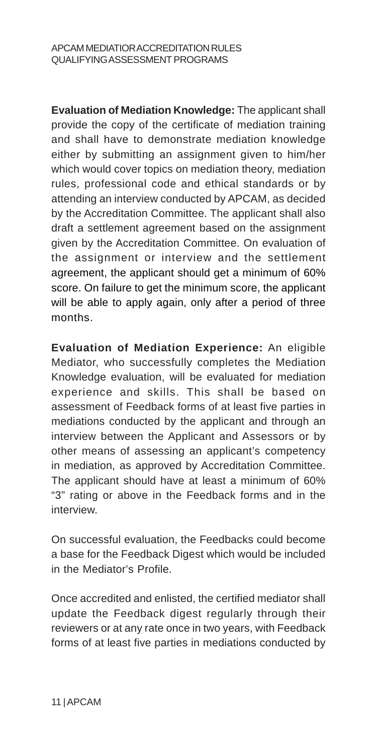**Evaluation of Mediation Knowledge:** The applicant shall provide the copy of the certificate of mediation training and shall have to demonstrate mediation knowledge either by submitting an assignment given to him/her which would cover topics on mediation theory, mediation rules, professional code and ethical standards or by attending an interview conducted by APCAM, as decided by the Accreditation Committee. The applicant shall also draft a settlement agreement based on the assignment given by the Accreditation Committee. On evaluation of the assignment or interview and the settlement agreement, the applicant should get a minimum of 60% score. On failure to get the minimum score, the applicant will be able to apply again, only after a period of three months.

**Evaluation of Mediation Experience:** An eligible Mediator, who successfully completes the Mediation Knowledge evaluation, will be evaluated for mediation experience and skills. This shall be based on assessment of Feedback forms of at least five parties in mediations conducted by the applicant and through an interview between the Applicant and Assessors or by other means of assessing an applicant's competency in mediation, as approved by Accreditation Committee. The applicant should have at least a minimum of 60% "3" rating or above in the Feedback forms and in the interview.

On successful evaluation, the Feedbacks could become a base for the Feedback Digest which would be included in the Mediator's Profile.

Once accredited and enlisted, the certified mediator shall update the Feedback digest regularly through their reviewers or at any rate once in two years, with Feedback forms of at least five parties in mediations conducted by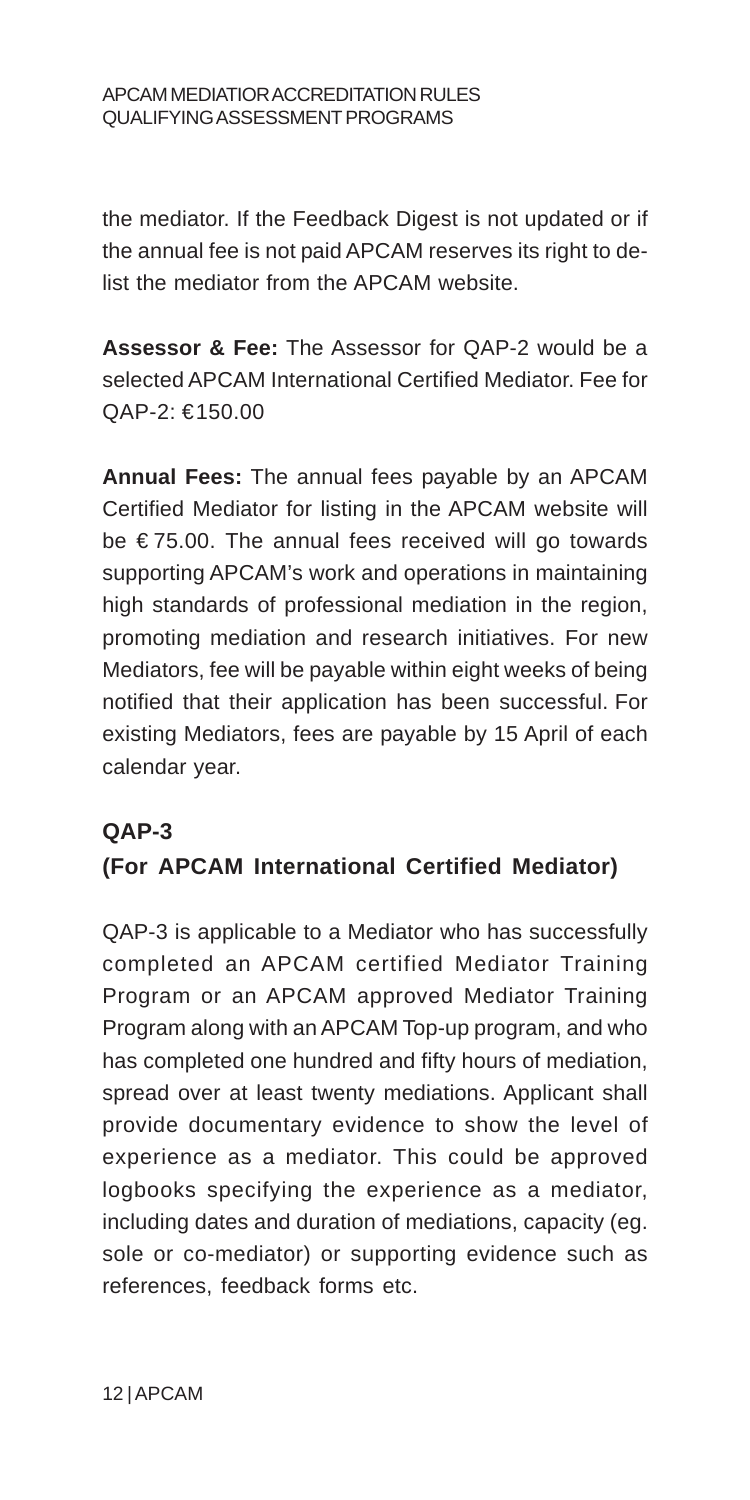the mediator. If the Feedback Digest is not updated or if the annual fee is not paid APCAM reserves its right to de-list the mediator from the APCAM website.

**Assessor & Fee:** The Assessor for QAP-2 would be a selected APCAM International Certified Mediator. Fee for QAP-2: €150.00

**Annual Fees:** The annual fees payable by an APCAM Certified Mediator for listing in the APCAM website will be € 75.00. The annual fees received will go towards supporting APCAM's work and operations in maintaining high standards of professional mediation in the region, promoting mediation and research initiatives. For new Mediators, fee will be payable within eight weeks of being notified that their application has been successful. For existing Mediators, fees are payable by 15 April of each calendar year.

## QAP-3
## (For APCAM International Certified Mediator)

QAP-3 is applicable to a Mediator who has successfully completed an APCAM certified Mediator Training Program or an APCAM approved Mediator Training Program along with an APCAM Top-up program, and who has completed one hundred and fifty hours of mediation, spread over at least twenty mediations. Applicant shall provide documentary evidence to show the level of experience as a mediator. This could be approved logbooks specifying the experience as a mediator, including dates and duration of mediations, capacity (eg. sole or co-mediator) or supporting evidence such as references, feedback forms etc.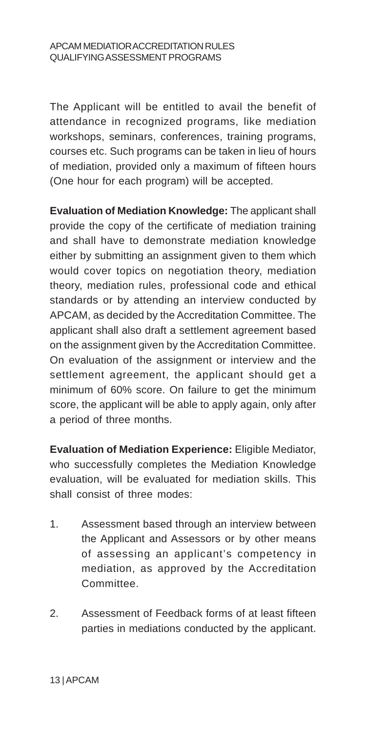The Applicant will be entitled to avail the benefit of attendance in recognized programs, like mediation workshops, seminars, conferences, training programs, courses etc. Such programs can be taken in lieu of hours of mediation, provided only a maximum of fifteen hours (One hour for each program) will be accepted.

**Evaluation of Mediation Knowledge:** The applicant shall provide the copy of the certificate of mediation training and shall have to demonstrate mediation knowledge either by submitting an assignment given to them which would cover topics on negotiation theory, mediation theory, mediation rules, professional code and ethical standards or by attending an interview conducted by APCAM, as decided by the Accreditation Committee. The applicant shall also draft a settlement agreement based on the assignment given by the Accreditation Committee. On evaluation of the assignment or interview and the settlement agreement, the applicant should get a minimum of 60% score. On failure to get the minimum score, the applicant will be able to apply again, only after a period of three months.

**Evaluation of Mediation Experience:** Eligible Mediator, who successfully completes the Mediation Knowledge evaluation, will be evaluated for mediation skills. This shall consist of three modes:

1. Assessment based through an interview between the Applicant and Assessors or by other means of assessing an applicant's competency in mediation, as approved by the Accreditation Committee.

2. Assessment of Feedback forms of at least fifteen parties in mediations conducted by the applicant.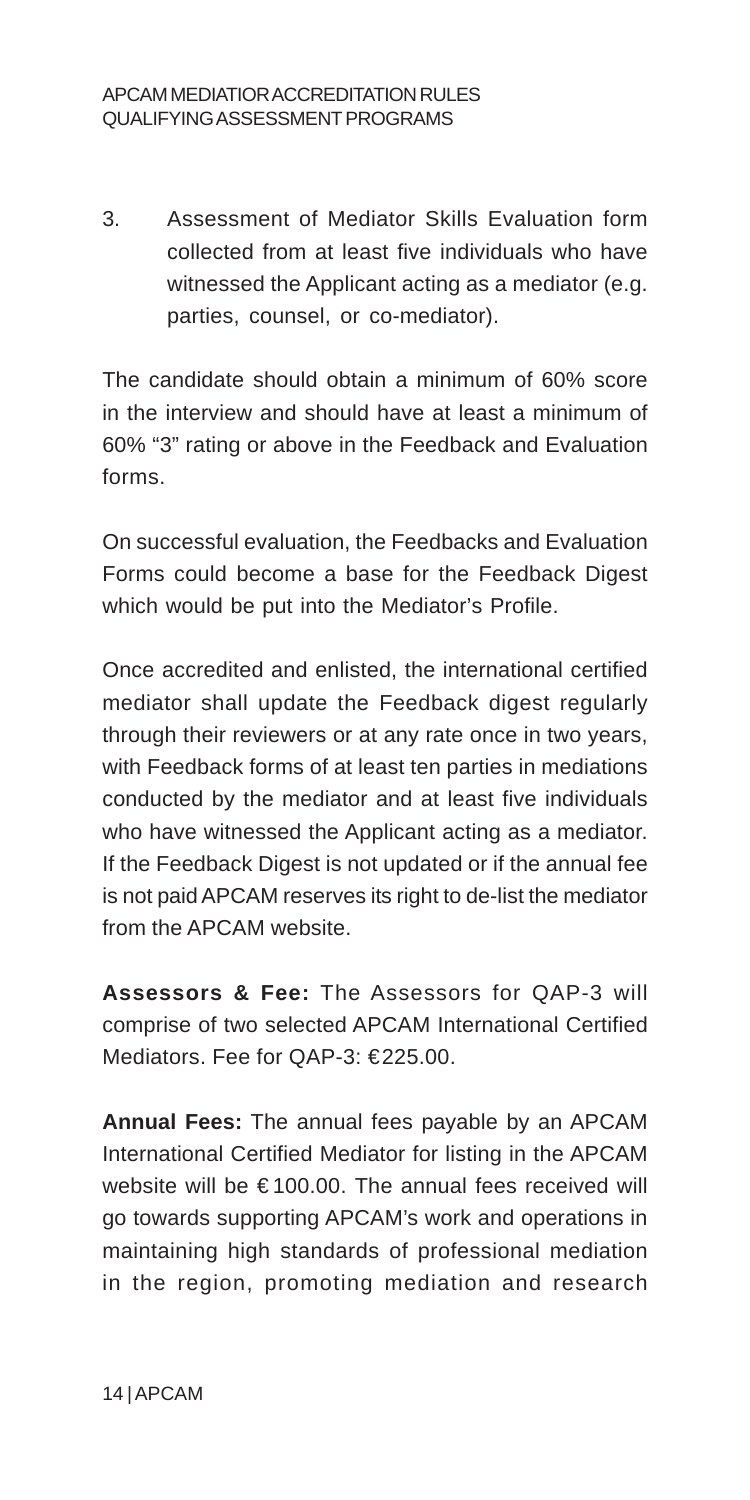3. Assessment of Mediator Skills Evaluation form collected from at least five individuals who have witnessed the Applicant acting as a mediator (e.g. parties, counsel, or co-mediator).

The candidate should obtain a minimum of 60% score in the interview and should have at least a minimum of 60% "3" rating or above in the Feedback and Evaluation forms.

On successful evaluation, the Feedbacks and Evaluation Forms could become a base for the Feedback Digest which would be put into the Mediator's Profile.

Once accredited and enlisted, the international certified mediator shall update the Feedback digest regularly through their reviewers or at any rate once in two years, with Feedback forms of at least ten parties in mediations conducted by the mediator and at least five individuals who have witnessed the Applicant acting as a mediator. If the Feedback Digest is not updated or if the annual fee is not paid APCAM reserves its right to de-list the mediator from the APCAM website.

**Assessors & Fee:** The Assessors for QAP-3 will comprise of two selected APCAM International Certified Mediators. Fee for QAP-3: €225.00.

**Annual Fees:** The annual fees payable by an APCAM International Certified Mediator for listing in the APCAM website will be €100.00. The annual fees received will go towards supporting APCAM's work and operations in maintaining high standards of professional mediation in the region, promoting mediation and research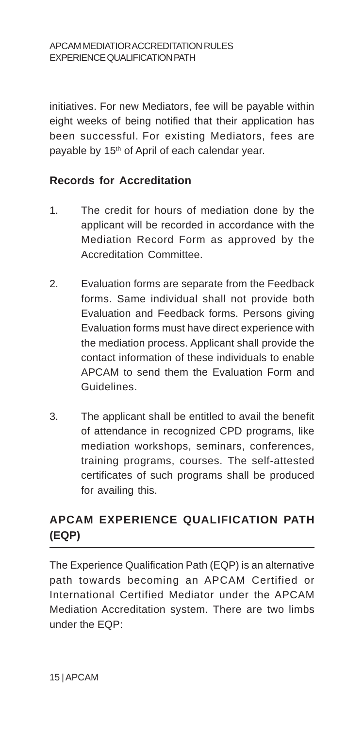initiatives. For new Mediators, fee will be payable within eight weeks of being notified that their application has been successful. For existing Mediators, fees are payable by 15th of April of each calendar year.

### Records for Accreditation

1. The credit for hours of mediation done by the applicant will be recorded in accordance with the Mediation Record Form as approved by the Accreditation Committee.

2. Evaluation forms are separate from the Feedback forms. Same individual shall not provide both Evaluation and Feedback forms. Persons giving Evaluation forms must have direct experience with the mediation process. Applicant shall provide the contact information of these individuals to enable APCAM to send them the Evaluation Form and Guidelines.

3. The applicant shall be entitled to avail the benefit of attendance in recognized CPD programs, like mediation workshops, seminars, conferences, training programs, courses. The self-attested certificates of such programs shall be produced for availing this.

## APCAM EXPERIENCE QUALIFICATION PATH (EQP)

The Experience Qualification Path (EQP) is an alternative path towards becoming an APCAM Certified or International Certified Mediator under the APCAM Mediation Accreditation system. There are two limbs under the EQP: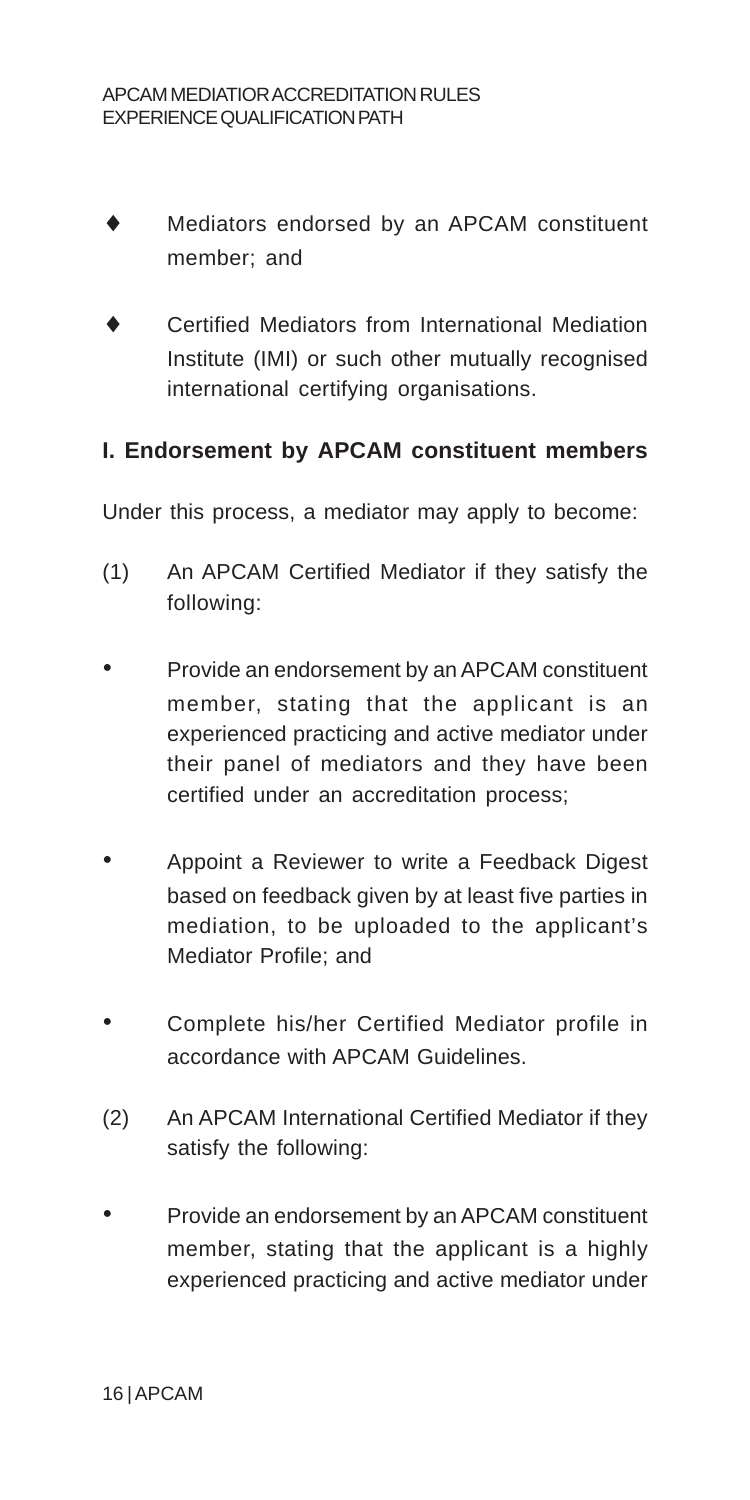- Mediators endorsed by an APCAM constituent member; and
- Certified Mediators from International Mediation Institute (IMI) or such other mutually recognised international certifying organisations.

## I. Endorsement by APCAM constituent members

Under this process, a mediator may apply to become:

(1) An APCAM Certified Mediator if they satisfy the following:

- Provide an endorsement by an APCAM constituent member, stating that the applicant is an experienced practicing and active mediator under their panel of mediators and they have been certified under an accreditation process;
- Appoint a Reviewer to write a Feedback Digest based on feedback given by at least five parties in mediation, to be uploaded to the applicant's Mediator Profile; and
- Complete his/her Certified Mediator profile in accordance with APCAM Guidelines.

(2) An APCAM International Certified Mediator if they satisfy the following:

- Provide an endorsement by an APCAM constituent member, stating that the applicant is a highly experienced practicing and active mediator under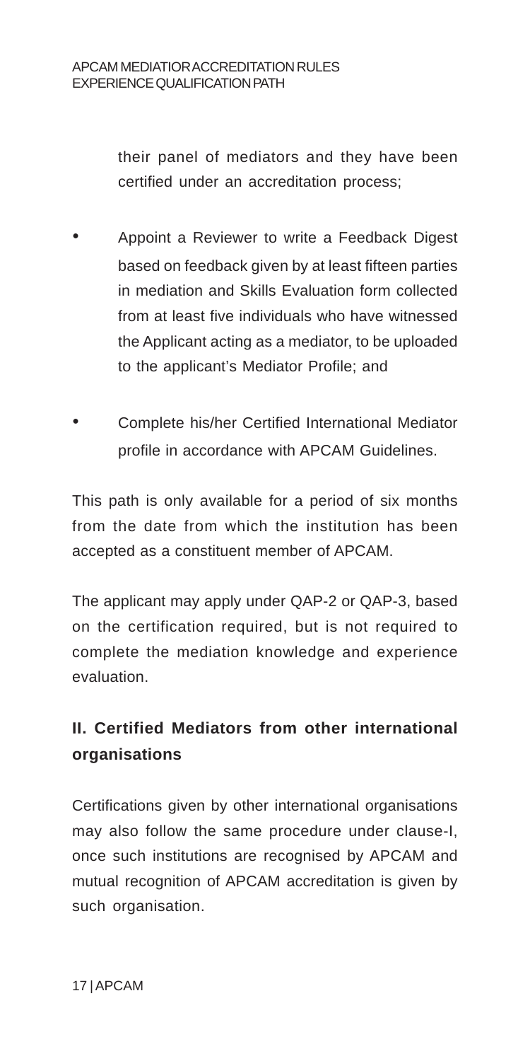their panel of mediators and they have been certified under an accreditation process;

- Appoint a Reviewer to write a Feedback Digest based on feedback given by at least fifteen parties in mediation and Skills Evaluation form collected from at least five individuals who have witnessed the Applicant acting as a mediator, to be uploaded to the applicant's Mediator Profile; and
- Complete his/her Certified International Mediator profile in accordance with APCAM Guidelines.

This path is only available for a period of six months from the date from which the institution has been accepted as a constituent member of APCAM.

The applicant may apply under QAP-2 or QAP-3, based on the certification required, but is not required to complete the mediation knowledge and experience evaluation.

## II. Certified Mediators from other international organisations

Certifications given by other international organisations may also follow the same procedure under clause-I, once such institutions are recognised by APCAM and mutual recognition of APCAM accreditation is given by such organisation.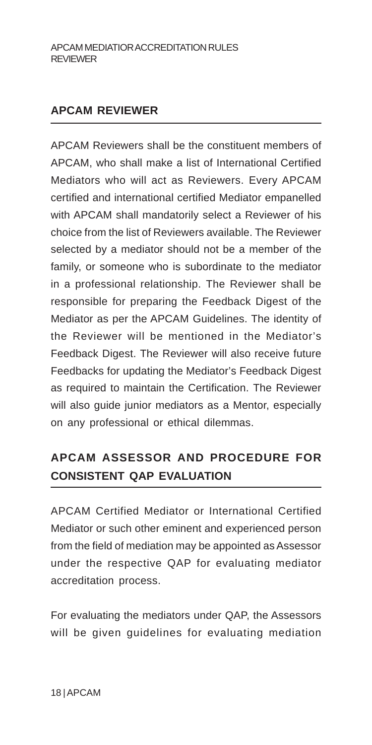## APCAM REVIEWER

APCAM Reviewers shall be the constituent members of APCAM, who shall make a list of International Certified Mediators who will act as Reviewers. Every APCAM certified and international certified Mediator empanelled with APCAM shall mandatorily select a Reviewer of his choice from the list of Reviewers available. The Reviewer selected by a mediator should not be a member of the family, or someone who is subordinate to the mediator in a professional relationship. The Reviewer shall be responsible for preparing the Feedback Digest of the Mediator as per the APCAM Guidelines. The identity of the Reviewer will be mentioned in the Mediator's Feedback Digest. The Reviewer will also receive future Feedbacks for updating the Mediator's Feedback Digest as required to maintain the Certification. The Reviewer will also guide junior mediators as a Mentor, especially on any professional or ethical dilemmas.

## APCAM ASSESSOR AND PROCEDURE FOR CONSISTENT QAP EVALUATION

APCAM Certified Mediator or International Certified Mediator or such other eminent and experienced person from the field of mediation may be appointed as Assessor under the respective QAP for evaluating mediator accreditation process.

For evaluating the mediators under QAP, the Assessors will be given guidelines for evaluating mediation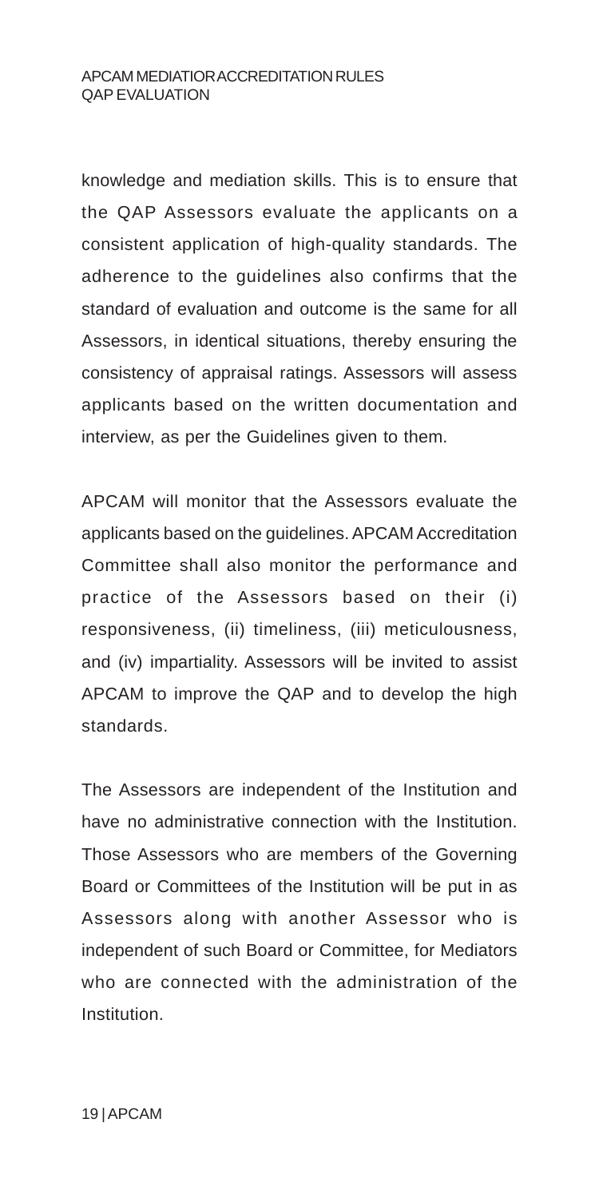knowledge and mediation skills. This is to ensure that the QAP Assessors evaluate the applicants on a consistent application of high-quality standards. The adherence to the guidelines also confirms that the standard of evaluation and outcome is the same for all Assessors, in identical situations, thereby ensuring the consistency of appraisal ratings. Assessors will assess applicants based on the written documentation and interview, as per the Guidelines given to them.

APCAM will monitor that the Assessors evaluate the applicants based on the guidelines. APCAM Accreditation Committee shall also monitor the performance and practice of the Assessors based on their (i) responsiveness, (ii) timeliness, (iii) meticulousness, and (iv) impartiality. Assessors will be invited to assist APCAM to improve the QAP and to develop the high standards.

The Assessors are independent of the Institution and have no administrative connection with the Institution. Those Assessors who are members of the Governing Board or Committees of the Institution will be put in as Assessors along with another Assessor who is independent of such Board or Committee, for Mediators who are connected with the administration of the Institution.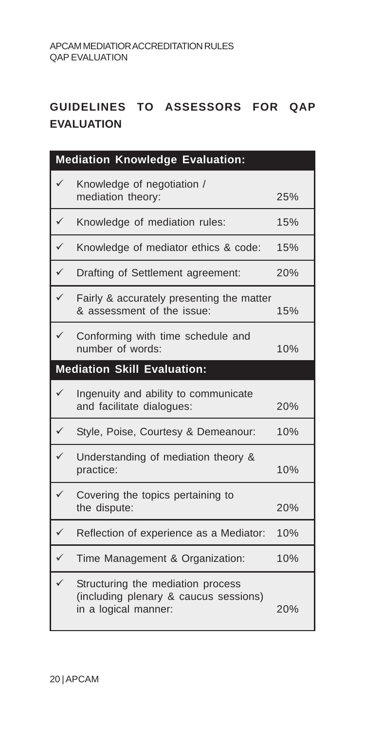## GUIDELINES TO ASSESSORS FOR QAP EVALUATION

| Mediation Knowledge Evaluation: | | |
|---|---|---|
| ✓ | Knowledge of negotiation / mediation theory: | 25% |
| ✓ | Knowledge of mediation rules: | 15% |
| ✓ | Knowledge of mediator ethics & code: | 15% |
| ✓ | Drafting of Settlement agreement: | 20% |
| ✓ | Fairly & accurately presenting the matter & assessment of the issue: | 15% |
| ✓ | Conforming with time schedule and number of words: | 10% |
| **Mediation Skill Evaluation:** | | |
| ✓ | Ingenuity and ability to communicate and facilitate dialogues: | 20% |
| ✓ | Style, Poise, Courtesy & Demeanour: | 10% |
| ✓ | Understanding of mediation theory & practice: | 10% |
| ✓ | Covering the topics pertaining to the dispute: | 20% |
| ✓ | Reflection of experience as a Mediator: | 10% |
| ✓ | Time Management & Organization: | 10% |
| ✓ | Structuring the mediation process (including plenary & caucus sessions) in a logical manner: | 20% |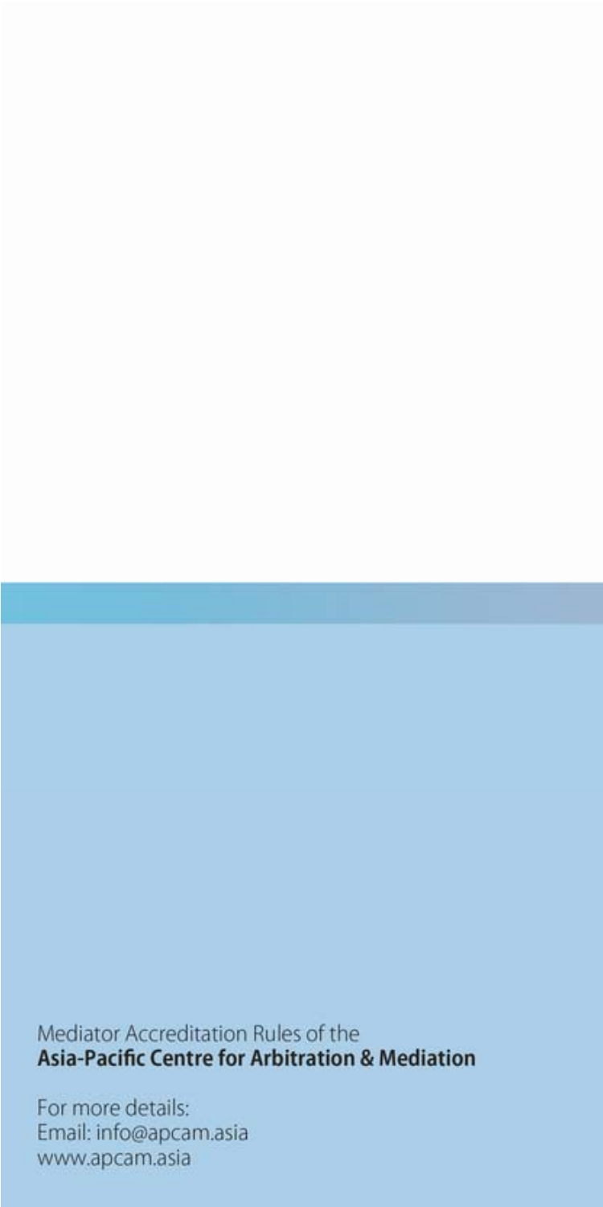Mediator Accreditation Rules of the
**Asia-Pacific Centre for Arbitration & Mediation**

For more details:
Email: info@apcam.asia
www.apcam.asia